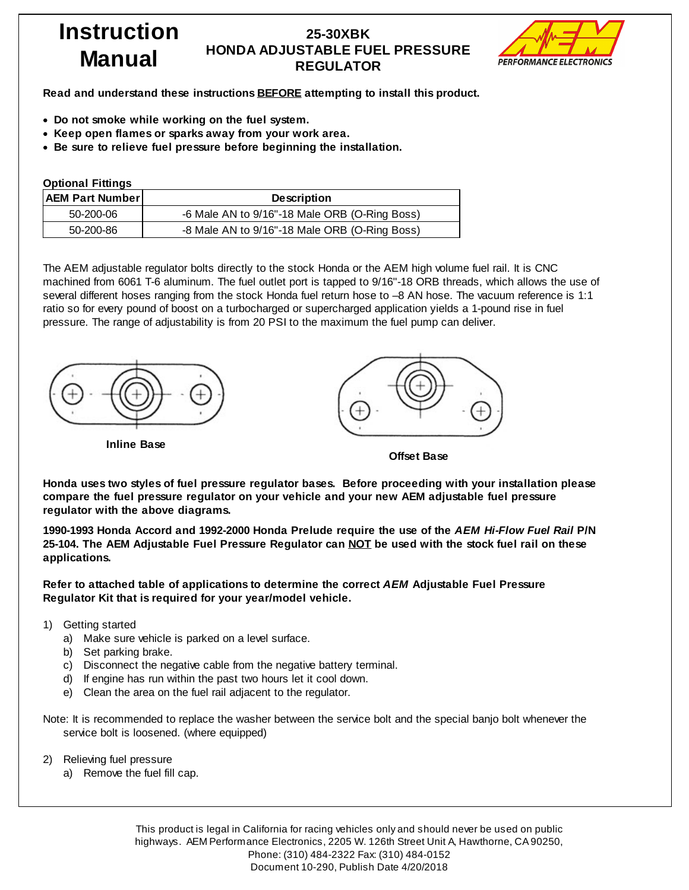# Instruction Manual

## 25-30XBK HONDA ADJUSTABLE FUEL PRESSURE REGULATOR

**Read and understand these instructions BEFORE attempting to install this product.**

- **Do not smoke while working on the fuel system.**
- **Keep open flames or sparks away from your work area.**
- **Be sure to relieve fuel pressure before beginning the installation.**

**Optional Fittings**

| AEM Part Number | Description |
|---|---|
| 50-200-06 | -6 Male AN to 9/16"-18 Male ORB (O-Ring Boss) |
| 50-200-86 | -8 Male AN to 9/16"-18 Male ORB (O-Ring Boss) |

The AEM adjustable regulator bolts directly to the stock Honda or the AEM high volume fuel rail. It is CNC machined from 6061 T-6 aluminum. The fuel outlet port is tapped to 9/16"-18 ORB threads, which allows the use of several different hoses ranging from the stock Honda fuel return hose to –8 AN hose. The vacuum reference is 1:1 ratio so for every pound of boost on a turbocharged or supercharged application yields a 1-pound rise in fuel pressure. The range of adjustability is from 20 PSI to the maximum the fuel pump can deliver.

**Inline Base**

**Offset Base**

**Honda uses two styles of fuel pressure regulator bases. Before proceeding with your installation please compare the fuel pressure regulator on your vehicle and your new AEM adjustable fuel pressure regulator with the above diagrams.**

**1990-1993 Honda Accord and 1992-2000 Honda Prelude require the use of the *AEM Hi-Flow Fuel Rail* P/N 25-104. The AEM Adjustable Fuel Pressure Regulator can NOT be used with the stock fuel rail on these applications.**

**Refer to attached table of applications to determine the correct *AEM* Adjustable Fuel Pressure Regulator Kit that is required for your year/model vehicle.**

1) Getting started
    a) Make sure vehicle is parked on a level surface.
    b) Set parking brake.
    c) Disconnect the negative cable from the negative battery terminal.
    d) If engine has run within the past two hours let it cool down.
    e) Clean the area on the fuel rail adjacent to the regulator.

Note: It is recommended to replace the washer between the service bolt and the special banjo bolt whenever the service bolt is loosened. (where equipped)

2) Relieving fuel pressure
    a) Remove the fuel fill cap.

This product is legal in California for racing vehicles only and should never be used on public highways. AEM Performance Electronics, 2205 W. 126th Street Unit A, Hawthorne, CA 90250, Phone: (310) 484-2322 Fax: (310) 484-0152
Document 10-290, Publish Date 4/20/2018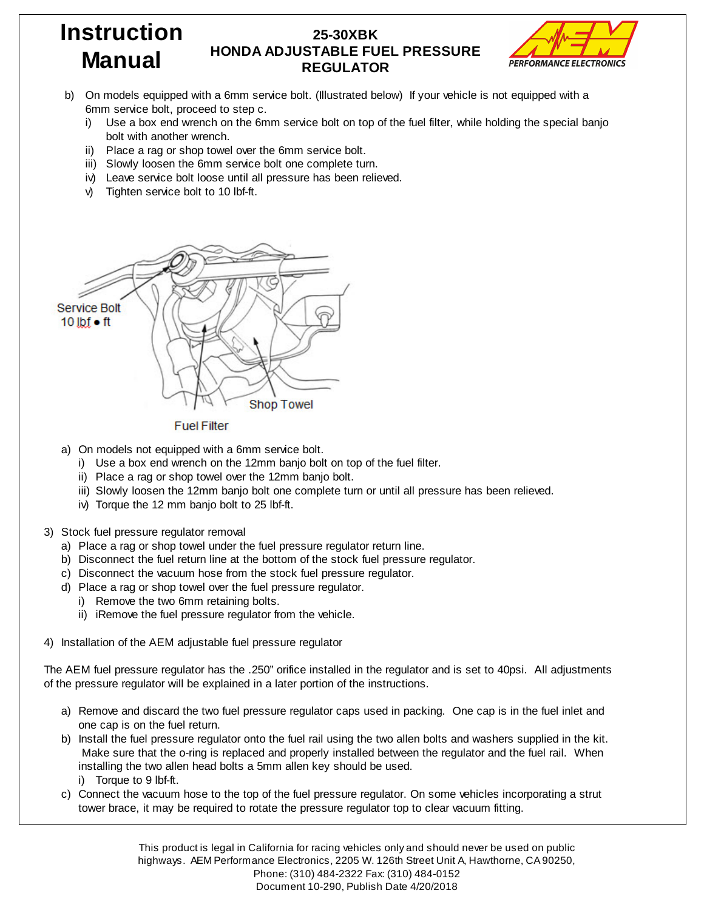b) On models equipped with a 6mm service bolt. (Illustrated below) If your vehicle is not equipped with a 6mm service bolt, proceed to step c.
   i) Use a box end wrench on the 6mm service bolt on top of the fuel filter, while holding the special banjo bolt with another wrench.
   ii) Place a rag or shop towel over the 6mm service bolt.
   iii) Slowly loosen the 6mm service bolt one complete turn.
   iv) Leave service bolt loose until all pressure has been relieved.
   v) Tighten service bolt to 10 lbf-ft.

Service Bolt 10 lbf • ft

Shop Towel

Fuel Filter

a) On models not equipped with a 6mm service bolt.
   i) Use a box end wrench on the 12mm banjo bolt on top of the fuel filter.
   ii) Place a rag or shop towel over the 12mm banjo bolt.
   iii) Slowly loosen the 12mm banjo bolt one complete turn or until all pressure has been relieved.
   iv) Torque the 12 mm banjo bolt to 25 lbf-ft.

3) Stock fuel pressure regulator removal
   a) Place a rag or shop towel under the fuel pressure regulator return line.
   b) Disconnect the fuel return line at the bottom of the stock fuel pressure regulator.
   c) Disconnect the vacuum hose from the stock fuel pressure regulator.
   d) Place a rag or shop towel over the fuel pressure regulator.
      i) Remove the two 6mm retaining bolts.
      ii) iRemove the fuel pressure regulator from the vehicle.

4) Installation of the AEM adjustable fuel pressure regulator

The AEM fuel pressure regulator has the .250" orifice installed in the regulator and is set to 40psi. All adjustments of the pressure regulator will be explained in a later portion of the instructions.

   a) Remove and discard the two fuel pressure regulator caps used in packing. One cap is in the fuel inlet and one cap is on the fuel return.
   b) Install the fuel pressure regulator onto the fuel rail using the two allen bolts and washers supplied in the kit. Make sure that the o-ring is replaced and properly installed between the regulator and the fuel rail. When installing the two allen head bolts a 5mm allen key should be used.
      i) Torque to 9 lbf-ft.
   c) Connect the vacuum hose to the top of the fuel pressure regulator. On some vehicles incorporating a strut tower brace, it may be required to rotate the pressure regulator top to clear vacuum fitting.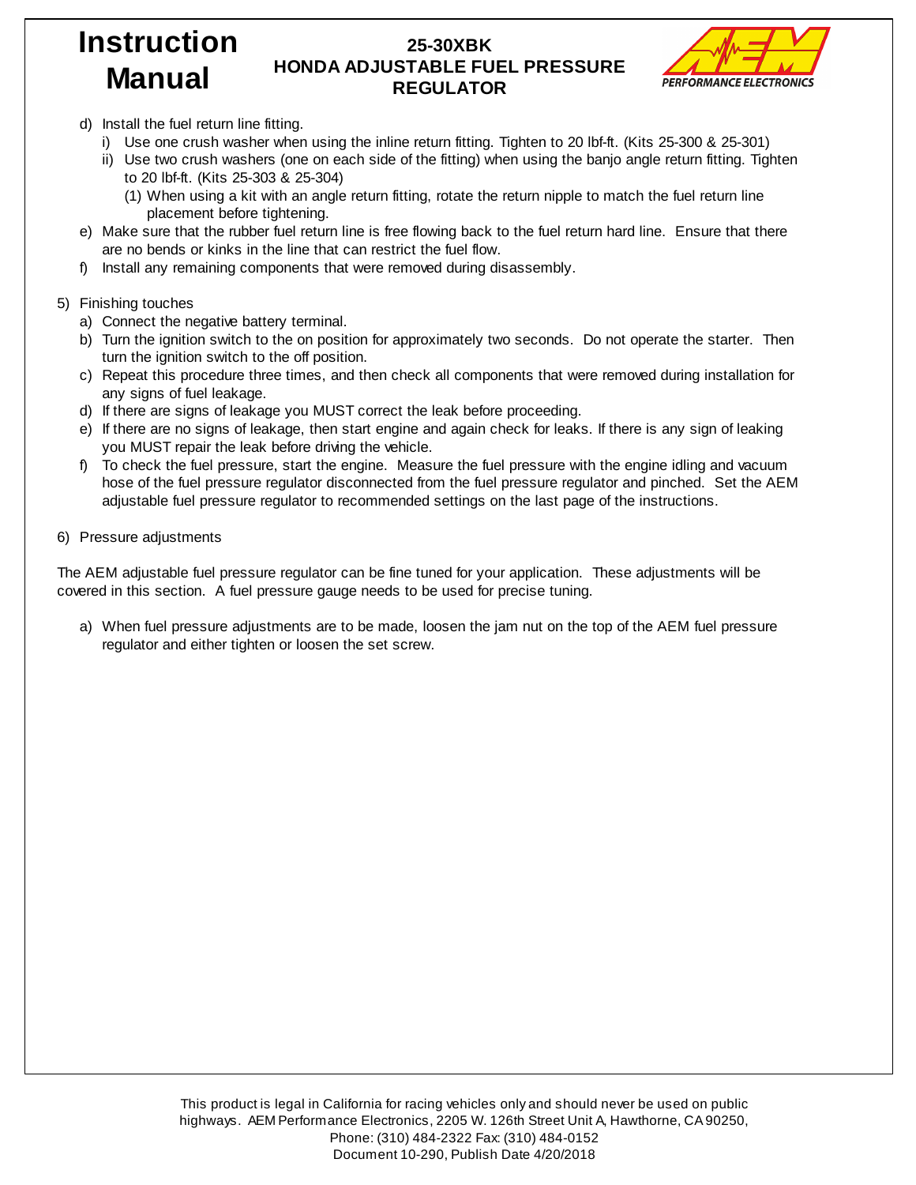d) Install the fuel return line fitting.
   i) Use one crush washer when using the inline return fitting. Tighten to 20 lbf-ft. (Kits 25-300 & 25-301)
   ii) Use two crush washers (one on each side of the fitting) when using the banjo angle return fitting. Tighten to 20 lbf-ft. (Kits 25-303 & 25-304)
      (1) When using a kit with an angle return fitting, rotate the return nipple to match the fuel return line placement before tightening.

e) Make sure that the rubber fuel return line is free flowing back to the fuel return hard line. Ensure that there are no bends or kinks in the line that can restrict the fuel flow.

f) Install any remaining components that were removed during disassembly.

5) Finishing touches
   a) Connect the negative battery terminal.
   b) Turn the ignition switch to the on position for approximately two seconds. Do not operate the starter. Then turn the ignition switch to the off position.
   c) Repeat this procedure three times, and then check all components that were removed during installation for any signs of fuel leakage.
   d) If there are signs of leakage you MUST correct the leak before proceeding.
   e) If there are no signs of leakage, then start engine and again check for leaks. If there is any sign of leaking you MUST repair the leak before driving the vehicle.
   f) To check the fuel pressure, start the engine. Measure the fuel pressure with the engine idling and vacuum hose of the fuel pressure regulator disconnected from the fuel pressure regulator and pinched. Set the AEM adjustable fuel pressure regulator to recommended settings on the last page of the instructions.

6) Pressure adjustments

The AEM adjustable fuel pressure regulator can be fine tuned for your application. These adjustments will be covered in this section. A fuel pressure gauge needs to be used for precise tuning.

   a) When fuel pressure adjustments are to be made, loosen the jam nut on the top of the AEM fuel pressure regulator and either tighten or loosen the set screw.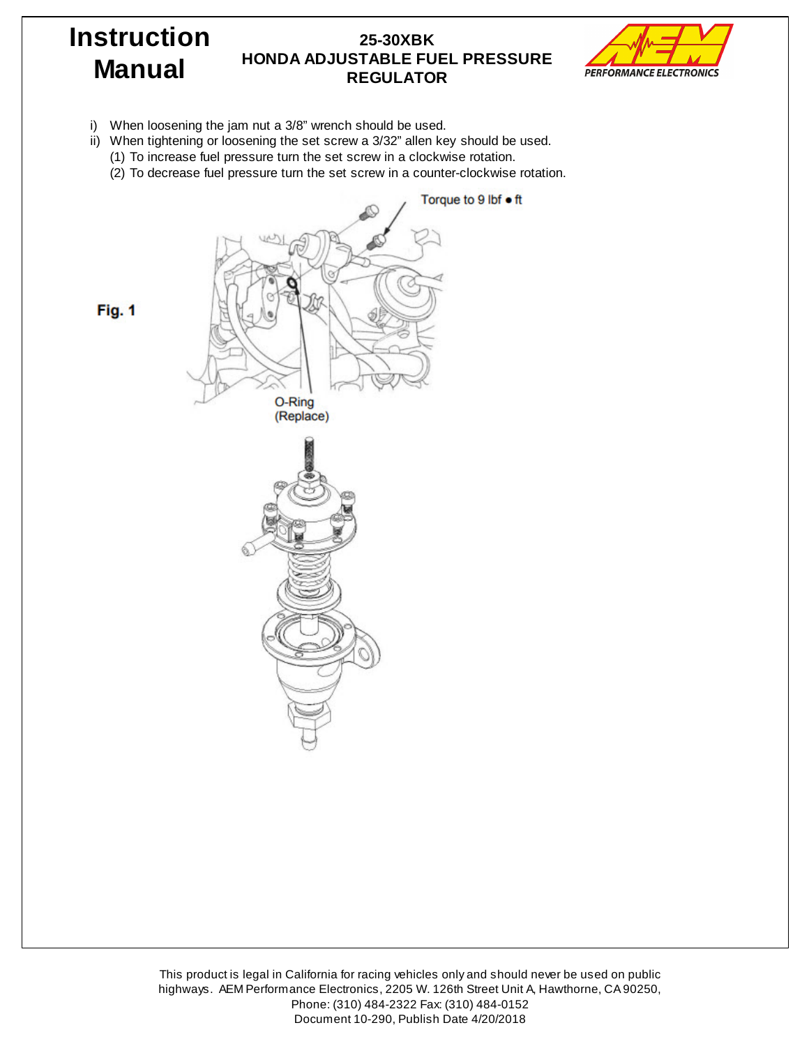i) When loosening the jam nut a 3/8" wrench should be used.
ii) When tightening or loosening the set screw a 3/32" allen key should be used.
   (1) To increase fuel pressure turn the set screw in a clockwise rotation.
   (2) To decrease fuel pressure turn the set screw in a counter-clockwise rotation.

Torque to 9 lbf • ft

**Fig. 1**

O-Ring
(Replace)

This product is legal in California for racing vehicles only and should never be used on public highways. AEM Performance Electronics, 2205 W. 126th Street Unit A, Hawthorne, CA 90250, Phone: (310) 484-2322 Fax: (310) 484-0152
Document 10-290, Publish Date 4/20/2018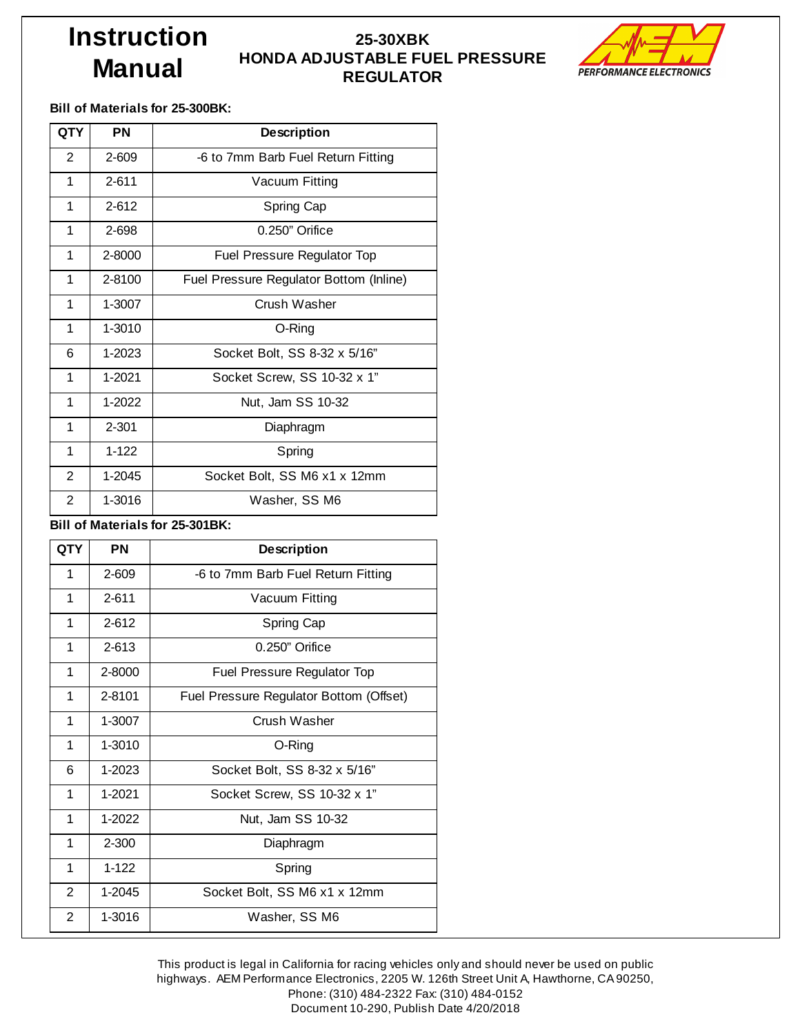# Instruction Manual

## 25-30XBK HONDA ADJUSTABLE FUEL PRESSURE REGULATOR

AEM PERFORMANCE ELECTRONICS

**Bill of Materials for 25-300BK:**

| QTY | PN | Description |
|---|---|---|
| 2 | 2-609 | -6 to 7mm Barb Fuel Return Fitting |
| 1 | 2-611 | Vacuum Fitting |
| 1 | 2-612 | Spring Cap |
| 1 | 2-698 | 0.250" Orifice |
| 1 | 2-8000 | Fuel Pressure Regulator Top |
| 1 | 2-8100 | Fuel Pressure Regulator Bottom (Inline) |
| 1 | 1-3007 | Crush Washer |
| 1 | 1-3010 | O-Ring |
| 6 | 1-2023 | Socket Bolt, SS 8-32 x 5/16" |
| 1 | 1-2021 | Socket Screw, SS 10-32 x 1" |
| 1 | 1-2022 | Nut, Jam SS 10-32 |
| 1 | 2-301 | Diaphragm |
| 1 | 1-122 | Spring |
| 2 | 1-2045 | Socket Bolt, SS M6 x1 x 12mm |
| 2 | 1-3016 | Washer, SS M6 |

**Bill of Materials for 25-301BK:**

| QTY | PN | Description |
|---|---|---|
| 1 | 2-609 | -6 to 7mm Barb Fuel Return Fitting |
| 1 | 2-611 | Vacuum Fitting |
| 1 | 2-612 | Spring Cap |
| 1 | 2-613 | 0.250" Orifice |
| 1 | 2-8000 | Fuel Pressure Regulator Top |
| 1 | 2-8101 | Fuel Pressure Regulator Bottom (Offset) |
| 1 | 1-3007 | Crush Washer |
| 1 | 1-3010 | O-Ring |
| 6 | 1-2023 | Socket Bolt, SS 8-32 x 5/16" |
| 1 | 1-2021 | Socket Screw, SS 10-32 x 1" |
| 1 | 1-2022 | Nut, Jam SS 10-32 |
| 1 | 2-300 | Diaphragm |
| 1 | 1-122 | Spring |
| 2 | 1-2045 | Socket Bolt, SS M6 x1 x 12mm |
| 2 | 1-3016 | Washer, SS M6 |

This product is legal in California for racing vehicles only and should never be used on public highways. AEM Performance Electronics, 2205 W. 126th Street Unit A, Hawthorne, CA 90250, Phone: (310) 484-2322 Fax: (310) 484-0152
Document 10-290, Publish Date 4/20/2018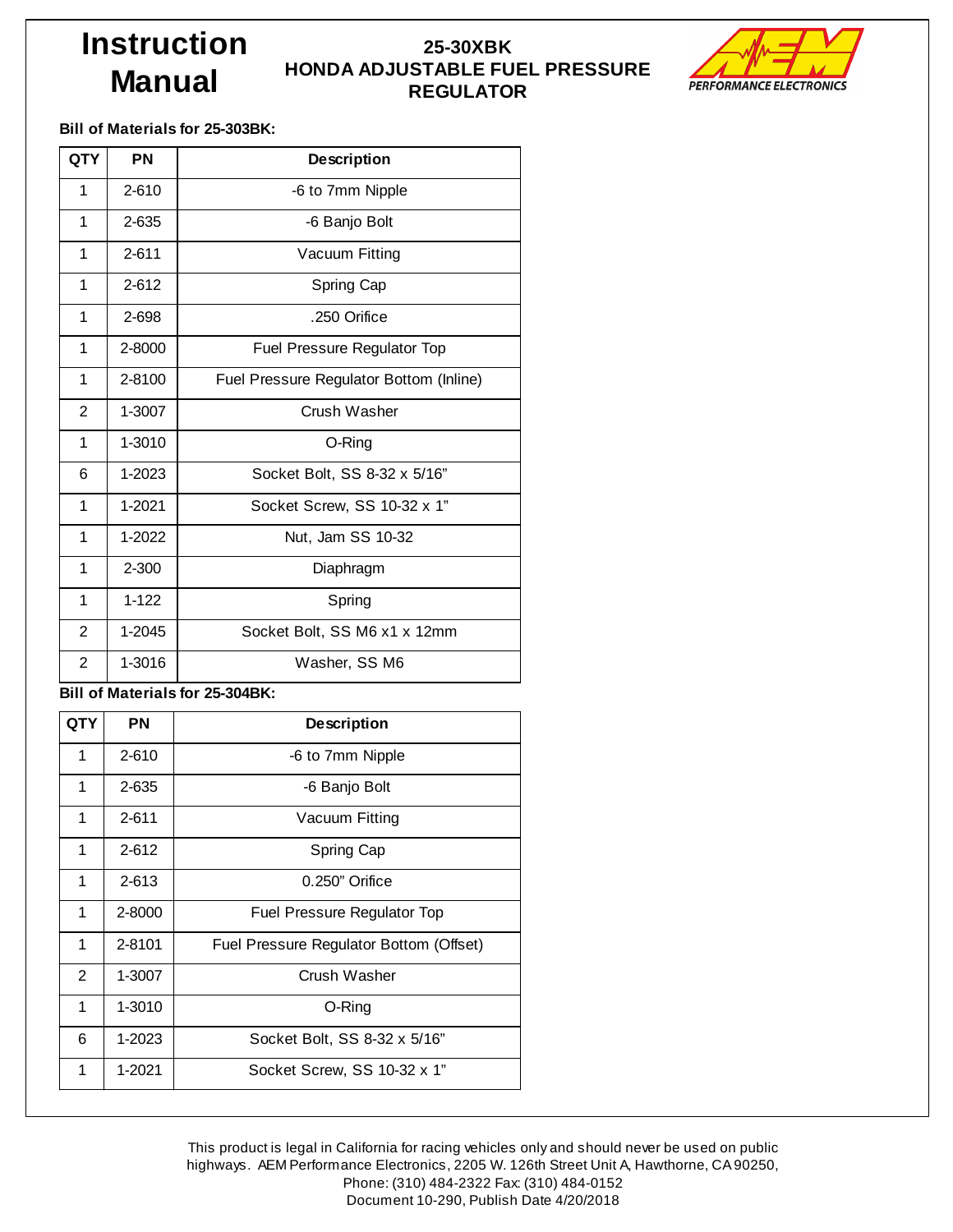# Instruction Manual

## 25-30XBK HONDA ADJUSTABLE FUEL PRESSURE REGULATOR

**Bill of Materials for 25-303BK:**

| QTY | PN | Description |
|---|---|---|
| 1 | 2-610 | -6 to 7mm Nipple |
| 1 | 2-635 | -6 Banjo Bolt |
| 1 | 2-611 | Vacuum Fitting |
| 1 | 2-612 | Spring Cap |
| 1 | 2-698 | .250 Orifice |
| 1 | 2-8000 | Fuel Pressure Regulator Top |
| 1 | 2-8100 | Fuel Pressure Regulator Bottom (Inline) |
| 2 | 1-3007 | Crush Washer |
| 1 | 1-3010 | O-Ring |
| 6 | 1-2023 | Socket Bolt, SS 8-32 x 5/16" |
| 1 | 1-2021 | Socket Screw, SS 10-32 x 1" |
| 1 | 1-2022 | Nut, Jam SS 10-32 |
| 1 | 2-300 | Diaphragm |
| 1 | 1-122 | Spring |
| 2 | 1-2045 | Socket Bolt, SS M6 x1 x 12mm |
| 2 | 1-3016 | Washer, SS M6 |

**Bill of Materials for 25-304BK:**

| QTY | PN | Description |
|---|---|---|
| 1 | 2-610 | -6 to 7mm Nipple |
| 1 | 2-635 | -6 Banjo Bolt |
| 1 | 2-611 | Vacuum Fitting |
| 1 | 2-612 | Spring Cap |
| 1 | 2-613 | 0.250" Orifice |
| 1 | 2-8000 | Fuel Pressure Regulator Top |
| 1 | 2-8101 | Fuel Pressure Regulator Bottom (Offset) |
| 2 | 1-3007 | Crush Washer |
| 1 | 1-3010 | O-Ring |
| 6 | 1-2023 | Socket Bolt, SS 8-32 x 5/16" |
| 1 | 1-2021 | Socket Screw, SS 10-32 x 1" |

This product is legal in California for racing vehicles only and should never be used on public highways. AEM Performance Electronics, 2205 W. 126th Street Unit A, Hawthorne, CA 90250, Phone: (310) 484-2322 Fax: (310) 484-0152
Document 10-290, Publish Date 4/20/2018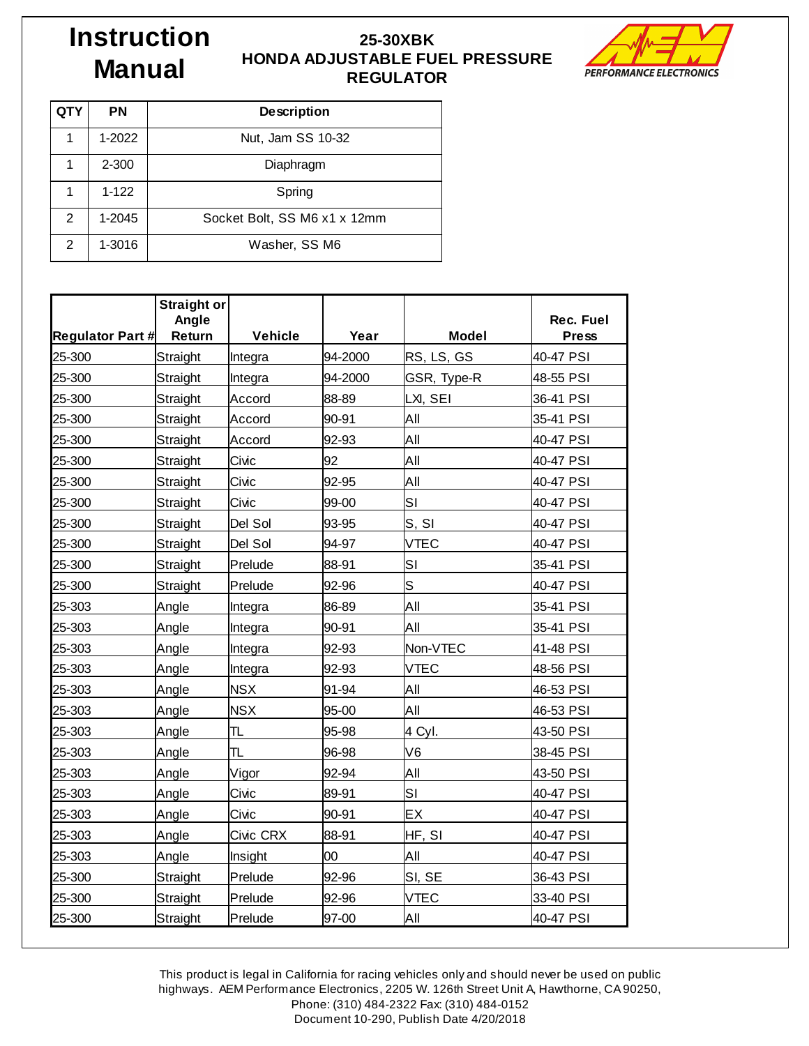# Instruction Manual

## 25-30XBK HONDA ADJUSTABLE FUEL PRESSURE REGULATOR

| QTY | PN | Description |
|---|---|---|
| 1 | 1-2022 | Nut, Jam SS 10-32 |
| 1 | 2-300 | Diaphragm |
| 1 | 1-122 | Spring |
| 2 | 1-2045 | Socket Bolt, SS M6 x1 x 12mm |
| 2 | 1-3016 | Washer, SS M6 |

| Regulator Part # | Straight or Angle Return | Vehicle | Year | Model | Rec. Fuel Press |
|---|---|---|---|---|---|
| 25-300 | Straight | Integra | 94-2000 | RS, LS, GS | 40-47 PSI |
| 25-300 | Straight | Integra | 94-2000 | GSR, Type-R | 48-55 PSI |
| 25-300 | Straight | Accord | 88-89 | LXI, SEI | 36-41 PSI |
| 25-300 | Straight | Accord | 90-91 | All | 35-41 PSI |
| 25-300 | Straight | Accord | 92-93 | All | 40-47 PSI |
| 25-300 | Straight | Civic | 92 | All | 40-47 PSI |
| 25-300 | Straight | Civic | 92-95 | All | 40-47 PSI |
| 25-300 | Straight | Civic | 99-00 | SI | 40-47 PSI |
| 25-300 | Straight | Del Sol | 93-95 | S, SI | 40-47 PSI |
| 25-300 | Straight | Del Sol | 94-97 | VTEC | 40-47 PSI |
| 25-300 | Straight | Prelude | 88-91 | SI | 35-41 PSI |
| 25-300 | Straight | Prelude | 92-96 | S | 40-47 PSI |
| 25-303 | Angle | Integra | 86-89 | All | 35-41 PSI |
| 25-303 | Angle | Integra | 90-91 | All | 35-41 PSI |
| 25-303 | Angle | Integra | 92-93 | Non-VTEC | 41-48 PSI |
| 25-303 | Angle | Integra | 92-93 | VTEC | 48-56 PSI |
| 25-303 | Angle | NSX | 91-94 | All | 46-53 PSI |
| 25-303 | Angle | NSX | 95-00 | All | 46-53 PSI |
| 25-303 | Angle | TL | 95-98 | 4 Cyl. | 43-50 PSI |
| 25-303 | Angle | TL | 96-98 | V6 | 38-45 PSI |
| 25-303 | Angle | Vigor | 92-94 | All | 43-50 PSI |
| 25-303 | Angle | Civic | 89-91 | SI | 40-47 PSI |
| 25-303 | Angle | Civic | 90-91 | EX | 40-47 PSI |
| 25-303 | Angle | Civic CRX | 88-91 | HF, SI | 40-47 PSI |
| 25-303 | Angle | Insight | 00 | All | 40-47 PSI |
| 25-300 | Straight | Prelude | 92-96 | SI, SE | 36-43 PSI |
| 25-300 | Straight | Prelude | 92-96 | VTEC | 33-40 PSI |
| 25-300 | Straight | Prelude | 97-00 | All | 40-47 PSI |

This product is legal in California for racing vehicles only and should never be used on public highways. AEM Performance Electronics, 2205 W. 126th Street Unit A, Hawthorne, CA 90250, Phone: (310) 484-2322 Fax: (310) 484-0152
Document 10-290, Publish Date 4/20/2018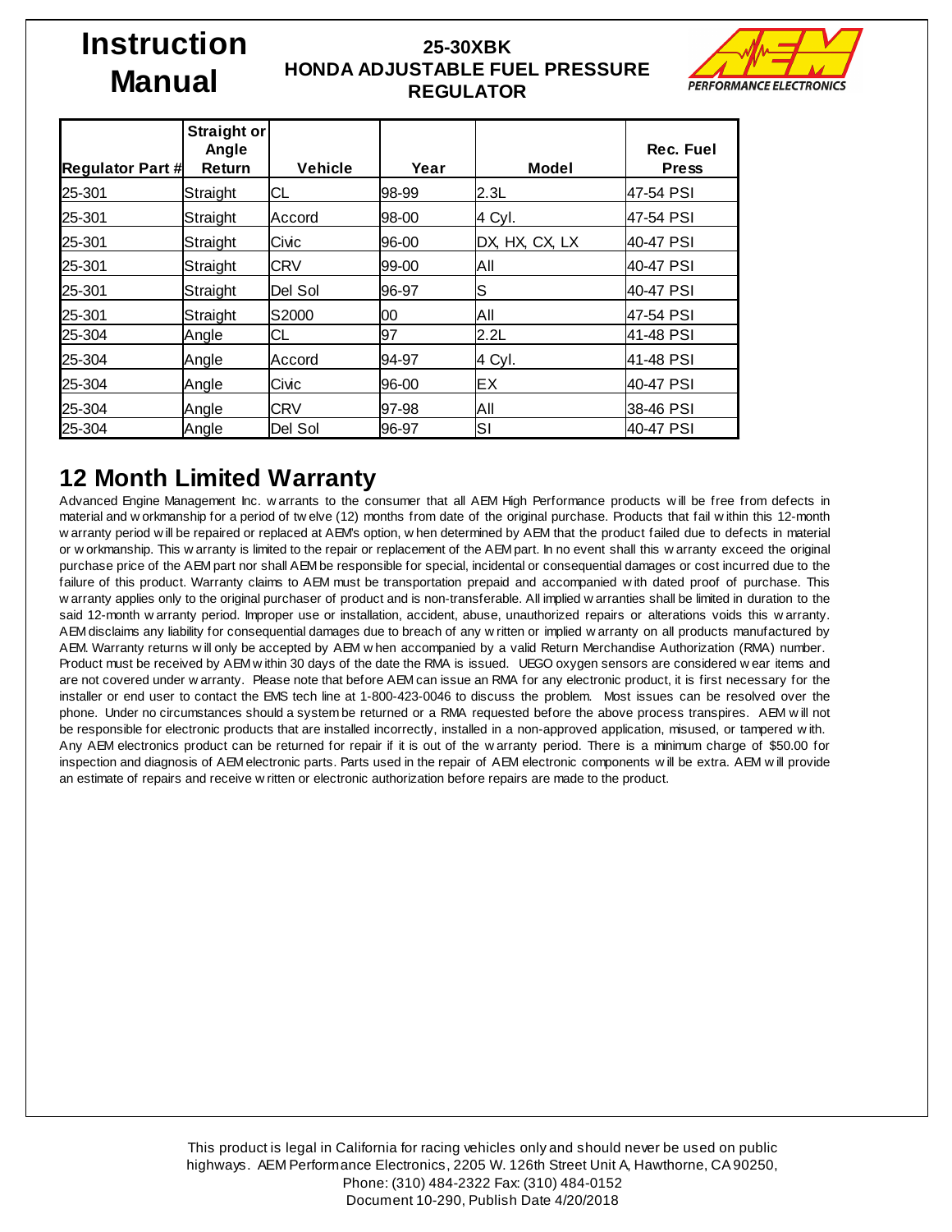# Instruction Manual

**25-30XBK**
**HONDA ADJUSTABLE FUEL PRESSURE REGULATOR**

| Regulator Part # | Straight or Angle Return | Vehicle | Year | Model | Rec. Fuel Press |
|---|---|---|---|---|---|
| 25-301 | Straight | CL | 98-99 | 2.3L | 47-54 PSI |
| 25-301 | Straight | Accord | 98-00 | 4 Cyl. | 47-54 PSI |
| 25-301 | Straight | Civic | 96-00 | DX, HX, CX, LX | 40-47 PSI |
| 25-301 | Straight | CRV | 99-00 | All | 40-47 PSI |
| 25-301 | Straight | Del Sol | 96-97 | S | 40-47 PSI |
| 25-301 | Straight | S2000 | 00 | All | 47-54 PSI |
| 25-304 | Angle | CL | 97 | 2.2L | 41-48 PSI |
| 25-304 | Angle | Accord | 94-97 | 4 Cyl. | 41-48 PSI |
| 25-304 | Angle | Civic | 96-00 | EX | 40-47 PSI |
| 25-304 | Angle | CRV | 97-98 | All | 38-46 PSI |
| 25-304 | Angle | Del Sol | 96-97 | SI | 40-47 PSI |

## 12 Month Limited Warranty

Advanced Engine Management Inc. warrants to the consumer that all AEM High Performance products will be free from defects in material and workmanship for a period of twelve (12) months from date of the original purchase. Products that fail within this 12-month warranty period will be repaired or replaced at AEM's option, when determined by AEM that the product failed due to defects in material or workmanship. This warranty is limited to the repair or replacement of the AEM part. In no event shall this warranty exceed the original purchase price of the AEM part nor shall AEM be responsible for special, incidental or consequential damages or cost incurred due to the failure of this product. Warranty claims to AEM must be transportation prepaid and accompanied with dated proof of purchase. This warranty applies only to the original purchaser of product and is non-transferable. All implied warranties shall be limited in duration to the said 12-month warranty period. Improper use or installation, accident, abuse, unauthorized repairs or alterations voids this warranty. AEM disclaims any liability for consequential damages due to breach of any written or implied warranty on all products manufactured by AEM. Warranty returns will only be accepted by AEM when accompanied by a valid Return Merchandise Authorization (RMA) number. Product must be received by AEM within 30 days of the date the RMA is issued. UEGO oxygen sensors are considered wear items and are not covered under warranty. Please note that before AEM can issue an RMA for any electronic product, it is first necessary for the installer or end user to contact the EMS tech line at 1-800-423-0046 to discuss the problem. Most issues can be resolved over the phone. Under no circumstances should a system be returned or a RMA requested before the above process transpires. AEM will not be responsible for electronic products that are installed incorrectly, installed in a non-approved application, misused, or tampered with. Any AEM electronics product can be returned for repair if it is out of the warranty period. There is a minimum charge of $50.00 for inspection and diagnosis of AEM electronic parts. Parts used in the repair of AEM electronic components will be extra. AEM will provide an estimate of repairs and receive written or electronic authorization before repairs are made to the product.

This product is legal in California for racing vehicles only and should never be used on public highways. AEM Performance Electronics, 2205 W. 126th Street Unit A, Hawthorne, CA 90250, Phone: (310) 484-2322 Fax: (310) 484-0152
Document 10-290, Publish Date 4/20/2018